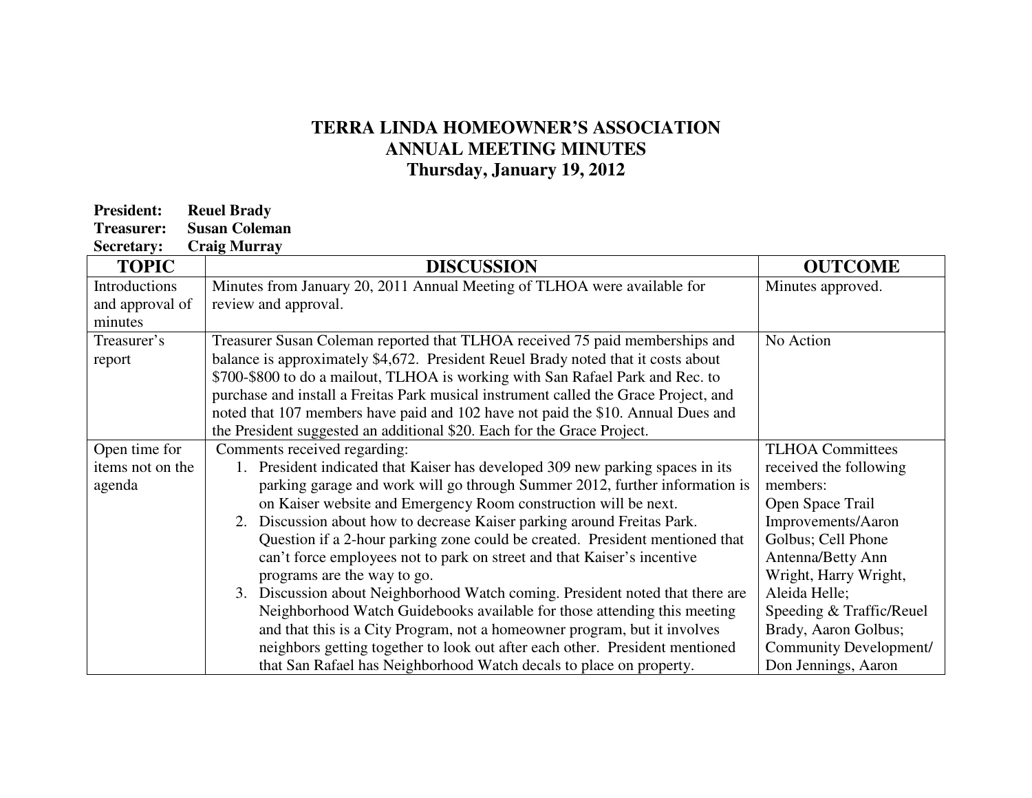# TERRA LINDA HOMEOWNER'S ASSOCIATION
## ANNUAL MEETING MINUTES
### Thursday, January 19, 2012

**President:** **Reuel Brady**
**Treasurer:** **Susan Coleman**
**Secretary:** **Craig Murray**

| TOPIC | DISCUSSION | OUTCOME |
|---|---|---|
| Introductions and approval of minutes | Minutes from January 20, 2011 Annual Meeting of TLHOA were available for review and approval. | Minutes approved. |
| Treasurer's report | Treasurer Susan Coleman reported that TLHOA received 75 paid memberships and balance is approximately $4,672. President Reuel Brady noted that it costs about $700-$800 to do a mailout, TLHOA is working with San Rafael Park and Rec. to purchase and install a Freitas Park musical instrument called the Grace Project, and noted that 107 members have paid and 102 have not paid the $10. Annual Dues and the President suggested an additional $20. Each for the Grace Project. | No Action |
| Open time for items not on the agenda | Comments received regarding:<br>1. President indicated that Kaiser has developed 309 new parking spaces in its parking garage and work will go through Summer 2012, further information is on Kaiser website and Emergency Room construction will be next.<br>2. Discussion about how to decrease Kaiser parking around Freitas Park. Question if a 2-hour parking zone could be created. President mentioned that can't force employees not to park on street and that Kaiser's incentive programs are the way to go.<br>3. Discussion about Neighborhood Watch coming. President noted that there are Neighborhood Watch Guidebooks available for those attending this meeting and that this is a City Program, not a homeowner program, but it involves neighbors getting together to look out after each other. President mentioned that San Rafael has Neighborhood Watch decals to place on property. | TLHOA Committees received the following members: Open Space Trail Improvements/Aaron Golbus; Cell Phone Antenna/Betty Ann Wright, Harry Wright, Aleida Helle; Speeding & Traffic/Reuel Brady, Aaron Golbus; Community Development/ Don Jennings, Aaron |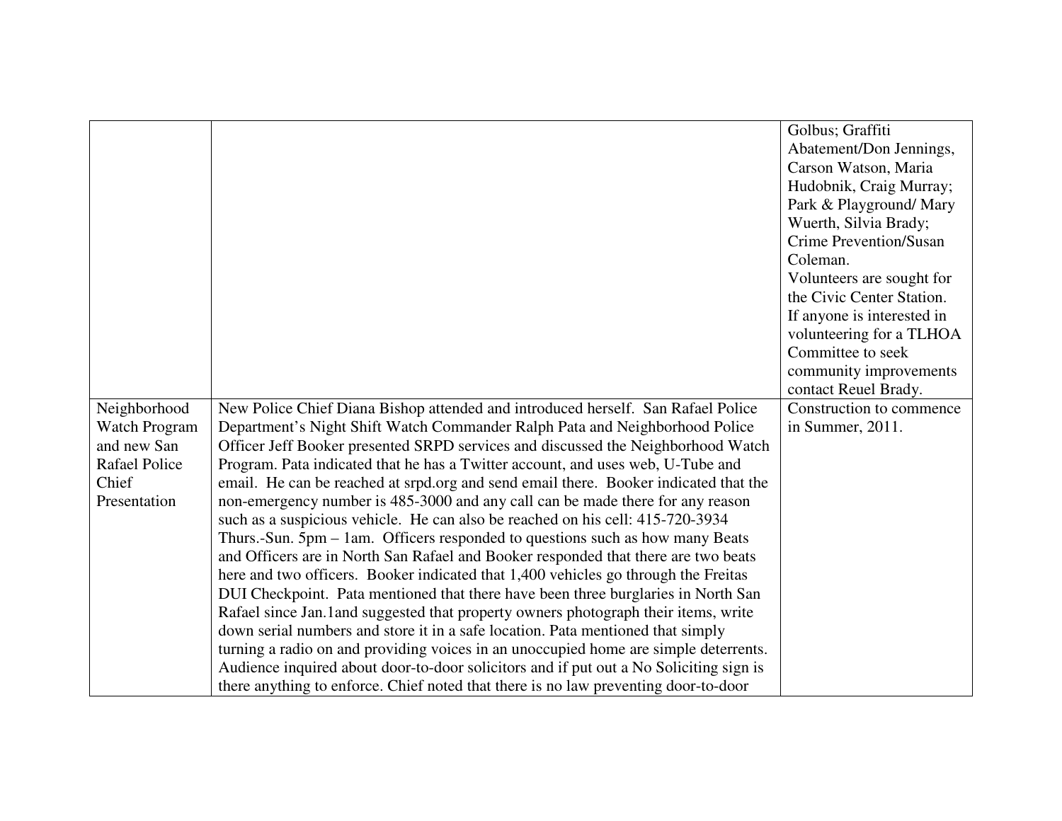| | | |
|---|---|---|
| | | Golbus; Graffiti Abatement/Don Jennings, Carson Watson, Maria Hudobnik, Craig Murray; Park & Playground/ Mary Wuerth, Silvia Brady; Crime Prevention/Susan Coleman. Volunteers are sought for the Civic Center Station. If anyone is interested in volunteering for a TLHOA Committee to seek community improvements contact Reuel Brady. |
| Neighborhood Watch Program and new San Rafael Police Chief Presentation | New Police Chief Diana Bishop attended and introduced herself. San Rafael Police Department's Night Shift Watch Commander Ralph Pata and Neighborhood Police Officer Jeff Booker presented SRPD services and discussed the Neighborhood Watch Program. Pata indicated that he has a Twitter account, and uses web, U-Tube and email. He can be reached at srpd.org and send email there. Booker indicated that the non-emergency number is 485-3000 and any call can be made there for any reason such as a suspicious vehicle. He can also be reached on his cell: 415-720-3934 Thurs.-Sun. 5pm – 1am. Officers responded to questions such as how many Beats and Officers are in North San Rafael and Booker responded that there are two beats here and two officers. Booker indicated that 1,400 vehicles go through the Freitas DUI Checkpoint. Pata mentioned that there have been three burglaries in North San Rafael since Jan.1and suggested that property owners photograph their items, write down serial numbers and store it in a safe location. Pata mentioned that simply turning a radio on and providing voices in an unoccupied home are simple deterrents. Audience inquired about door-to-door solicitors and if put out a No Soliciting sign is there anything to enforce. Chief noted that there is no law preventing door-to-door | Construction to commence in Summer, 2011. |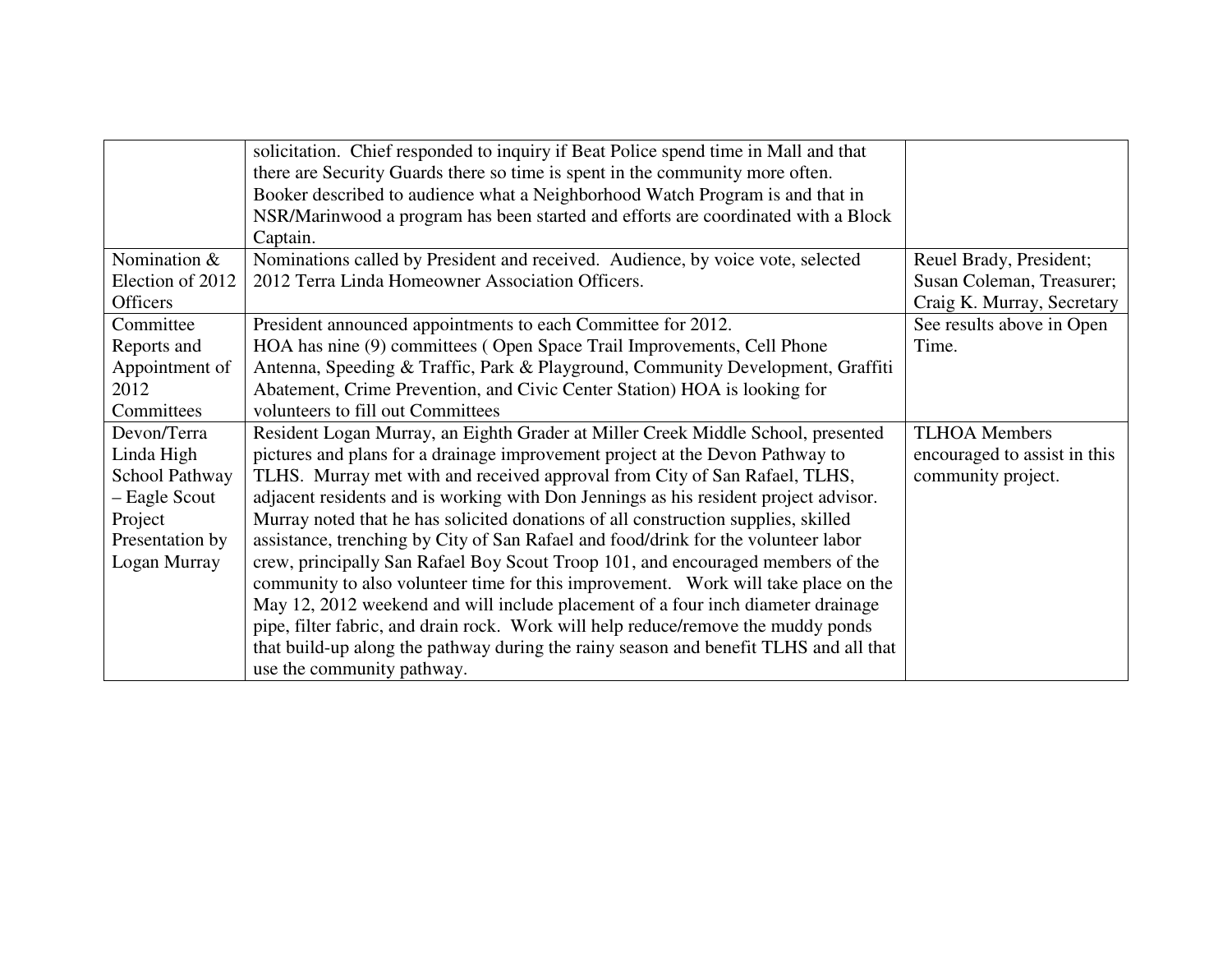| | | |
|---|---|---|
| | solicitation. Chief responded to inquiry if Beat Police spend time in Mall and that there are Security Guards there so time is spent in the community more often. Booker described to audience what a Neighborhood Watch Program is and that in NSR/Marinwood a program has been started and efforts are coordinated with a Block Captain. | |
| Nomination & Election of 2012 Officers | Nominations called by President and received. Audience, by voice vote, selected 2012 Terra Linda Homeowner Association Officers. | Reuel Brady, President; Susan Coleman, Treasurer; Craig K. Murray, Secretary |
| Committee Reports and Appointment of 2012 Committees | President announced appointments to each Committee for 2012. HOA has nine (9) committees ( Open Space Trail Improvements, Cell Phone Antenna, Speeding & Traffic, Park & Playground, Community Development, Graffiti Abatement, Crime Prevention, and Civic Center Station) HOA is looking for volunteers to fill out Committees | See results above in Open Time. |
| Devon/Terra Linda High School Pathway – Eagle Scout Project Presentation by Logan Murray | Resident Logan Murray, an Eighth Grader at Miller Creek Middle School, presented pictures and plans for a drainage improvement project at the Devon Pathway to TLHS. Murray met with and received approval from City of San Rafael, TLHS, adjacent residents and is working with Don Jennings as his resident project advisor. Murray noted that he has solicited donations of all construction supplies, skilled assistance, trenching by City of San Rafael and food/drink for the volunteer labor crew, principally San Rafael Boy Scout Troop 101, and encouraged members of the community to also volunteer time for this improvement. Work will take place on the May 12, 2012 weekend and will include placement of a four inch diameter drainage pipe, filter fabric, and drain rock. Work will help reduce/remove the muddy ponds that build-up along the pathway during the rainy season and benefit TLHS and all that use the community pathway. | TLHOA Members encouraged to assist in this community project. |